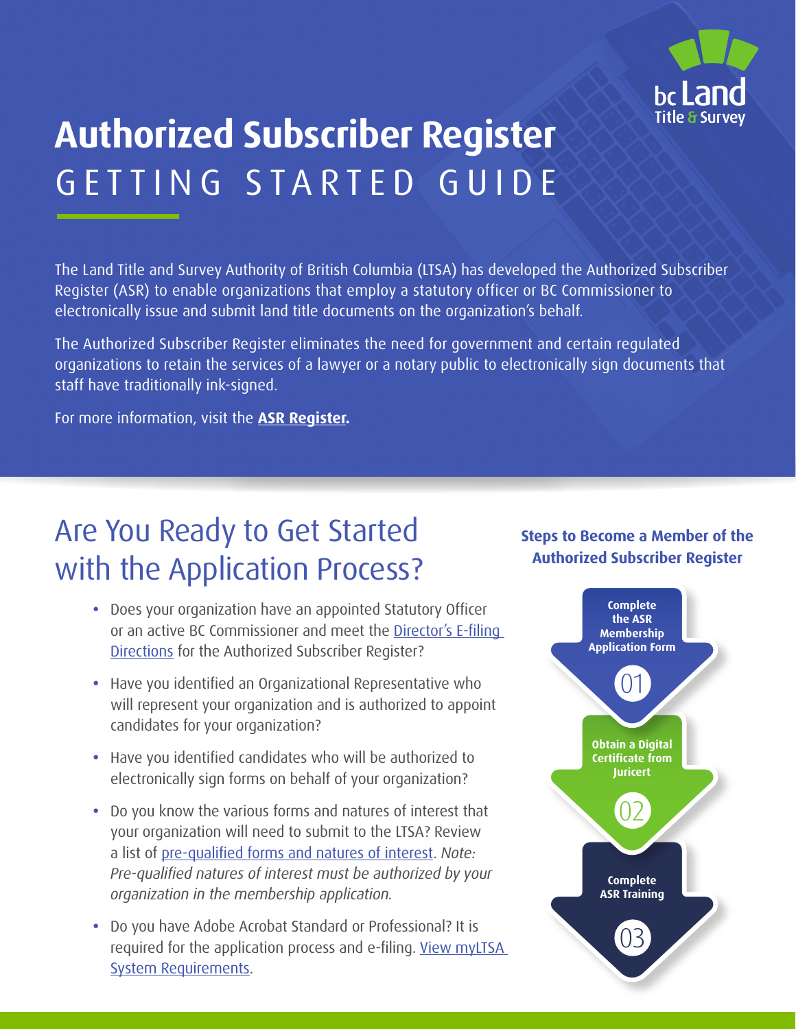bc Land Title & Survey

# Authorized Subscriber Register

## GETTING STARTED GUIDE

The Land Title and Survey Authority of British Columbia (LTSA) has developed the Authorized Subscriber Register (ASR) to enable organizations that employ a statutory officer or BC Commissioner to electronically issue and submit land title documents on the organization's behalf.

The Authorized Subscriber Register eliminates the need for government and certain regulated organizations to retain the services of a lawyer or a notary public to electronically sign documents that staff have traditionally ink-signed.

For more information, visit the **ASR Register.**

## Are You Ready to Get Started with the Application Process?

- Does your organization have an appointed Statutory Officer or an active BC Commissioner and meet the Director's E-filing Directions for the Authorized Subscriber Register?
- Have you identified an Organizational Representative who will represent your organization and is authorized to appoint candidates for your organization?
- Have you identified candidates who will be authorized to electronically sign forms on behalf of your organization?
- Do you know the various forms and natures of interest that your organization will need to submit to the LTSA? Review a list of pre-qualified forms and natures of interest. *Note: Pre-qualified natures of interest must be authorized by your organization in the membership application.*
- Do you have Adobe Acrobat Standard or Professional? It is required for the application process and e-filing. View myLTSA System Requirements.

### Steps to Become a Member of the Authorized Subscriber Register

01 Complete the ASR Membership Application Form

02 Obtain a Digital Certificate from Juricert

03 Complete ASR Training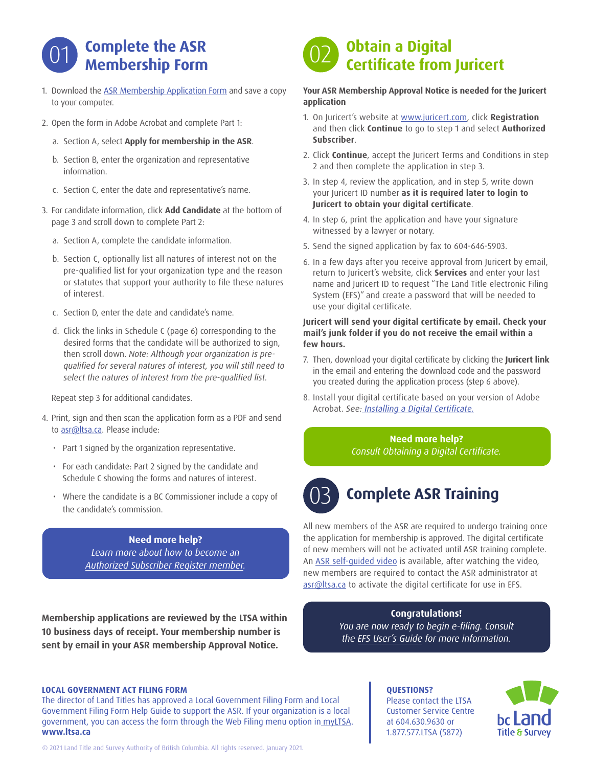## 01 Complete the ASR Membership Form

1. Download the ASR Membership Application Form and save a copy to your computer.
2. Open the form in Adobe Acrobat and complete Part 1:
   a. Section A, select **Apply for membership in the ASR**.
   b. Section B, enter the organization and representative information.
   c. Section C, enter the date and representative's name.
3. For candidate information, click **Add Candidate** at the bottom of page 3 and scroll down to complete Part 2:
   a. Section A, complete the candidate information.
   b. Section C, optionally list all natures of interest not on the pre-qualified list for your organization type and the reason or statutes that support your authority to file these natures of interest.
   c. Section D, enter the date and candidate's name.
   d. Click the links in Schedule C (page 6) corresponding to the desired forms that the candidate will be authorized to sign, then scroll down. *Note: Although your organization is pre-qualified for several natures of interest, you will still need to select the natures of interest from the pre-qualified list.*

   Repeat step 3 for additional candidates.
4. Print, sign and then scan the application form as a PDF and send to asr@ltsa.ca. Please include:
   - Part 1 signed by the organization representative.
   - For each candidate: Part 2 signed by the candidate and Schedule C showing the forms and natures of interest.
   - Where the candidate is a BC Commissioner include a copy of the candidate's commission.

**Need more help?**
*Learn more about how to become an Authorized Subscriber Register member.*

**Membership applications are reviewed by the LTSA within 10 business days of receipt. Your membership number is sent by email in your ASR membership Approval Notice.**

## 02 Obtain a Digital Certificate from Juricert

**Your ASR Membership Approval Notice is needed for the Juricert application**

1. On Juricert's website at www.juricert.com, click **Registration** and then click **Continue** to go to step 1 and select **Authorized Subscriber**.
2. Click **Continue**, accept the Juricert Terms and Conditions in step 2 and then complete the application in step 3.
3. In step 4, review the application, and in step 5, write down your Juricert ID number **as it is required later to login to Juricert to obtain your digital certificate**.
4. In step 6, print the application and have your signature witnessed by a lawyer or notary.
5. Send the signed application by fax to 604-646-5903.
6. In a few days after you receive approval from Juricert by email, return to Juricert's website, click **Services** and enter your last name and Juricert ID to request "The Land Title electronic Filing System (EFS)" and create a password that will be needed to use your digital certificate.

**Juricert will send your digital certificate by email. Check your mail's junk folder if you do not receive the email within a few hours.**

7. Then, download your digital certificate by clicking the **Juricert link** in the email and entering the download code and the password you created during the application process (step 6 above).
8. Install your digital certificate based on your version of Adobe Acrobat. *See: Installing a Digital Certificate.*

**Need more help?**
*Consult Obtaining a Digital Certificate.*

## 03 Complete ASR Training

All new members of the ASR are required to undergo training once the application for membership is approved. The digital certificate of new members will not be activated until ASR training complete. An ASR self-guided video is available, after watching the video, new members are required to contact the ASR administrator at asr@ltsa.ca to activate the digital certificate for use in EFS.

**Congratulations!**
*You are now ready to begin e-filing. Consult the EFS User's Guide for more information.*

**LOCAL GOVERNMENT ACT FILING FORM**
The director of Land Titles has approved a Local Government Filing Form and Local Government Filing Form Help Guide to support the ASR. If your organization is a local government, you can access the form through the Web Filing menu option in myLTSA.
**www.ltsa.ca**

**QUESTIONS?**
Please contact the LTSA Customer Service Centre at 604.630.9630 or 1.877.577.LTSA (5872)

bc Land Title & Survey

© 2021 Land Title and Survey Authority of British Columbia. All rights reserved. January 2021.